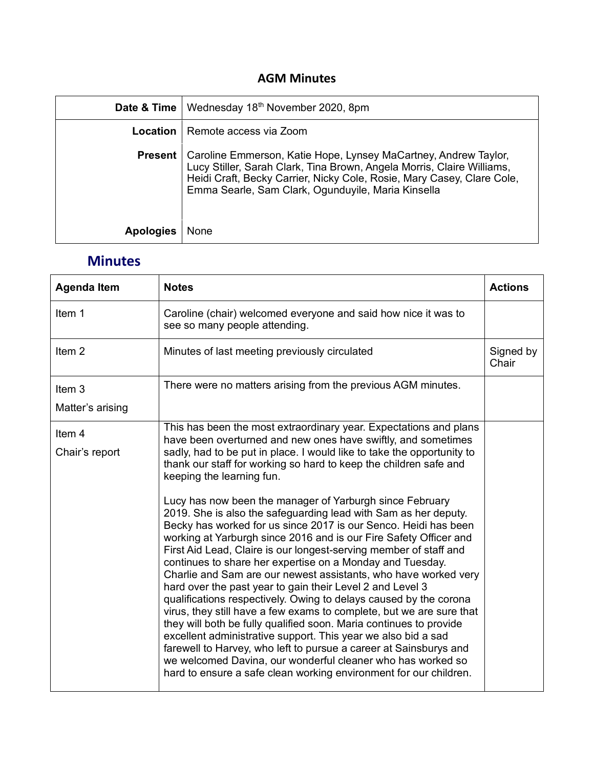# AGM Minutes

| | |
|---|---|
| **Date & Time** | Wednesday 18th November 2020, 8pm |
| **Location** | Remote access via Zoom |
| **Present** | Caroline Emmerson, Katie Hope, Lynsey MaCartney, Andrew Taylor, Lucy Stiller, Sarah Clark, Tina Brown, Angela Morris, Claire Williams, Heidi Craft, Becky Carrier, Nicky Cole, Rosie, Mary Casey, Clare Cole, Emma Searle, Sam Clark, Ogunduyile, Maria Kinsella |
| **Apologies** | None |

## Minutes

| Agenda Item | Notes | Actions |
|---|---|---|
| Item 1 | Caroline (chair) welcomed everyone and said how nice it was to see so many people attending. | |
| Item 2 | Minutes of last meeting previously circulated | Signed by Chair |
| Item 3<br>Matter's arising | There were no matters arising from the previous AGM minutes. | |
| Item 4<br>Chair's report | This has been the most extraordinary year. Expectations and plans have been overturned and new ones have swiftly, and sometimes sadly, had to be put in place. I would like to take the opportunity to thank our staff for working so hard to keep the children safe and keeping the learning fun.<br><br>Lucy has now been the manager of Yarburgh since February 2019. She is also the safeguarding lead with Sam as her deputy. Becky has worked for us since 2017 is our Senco. Heidi has been working at Yarburgh since 2016 and is our Fire Safety Officer and First Aid Lead, Claire is our longest-serving member of staff and continues to share her expertise on a Monday and Tuesday. Charlie and Sam are our newest assistants, who have worked very hard over the past year to gain their Level 2 and Level 3 qualifications respectively. Owing to delays caused by the corona virus, they still have a few exams to complete, but we are sure that they will both be fully qualified soon. Maria continues to provide excellent administrative support. This year we also bid a sad farewell to Harvey, who left to pursue a career at Sainsburys and we welcomed Davina, our wonderful cleaner who has worked so hard to ensure a safe clean working environment for our children. | |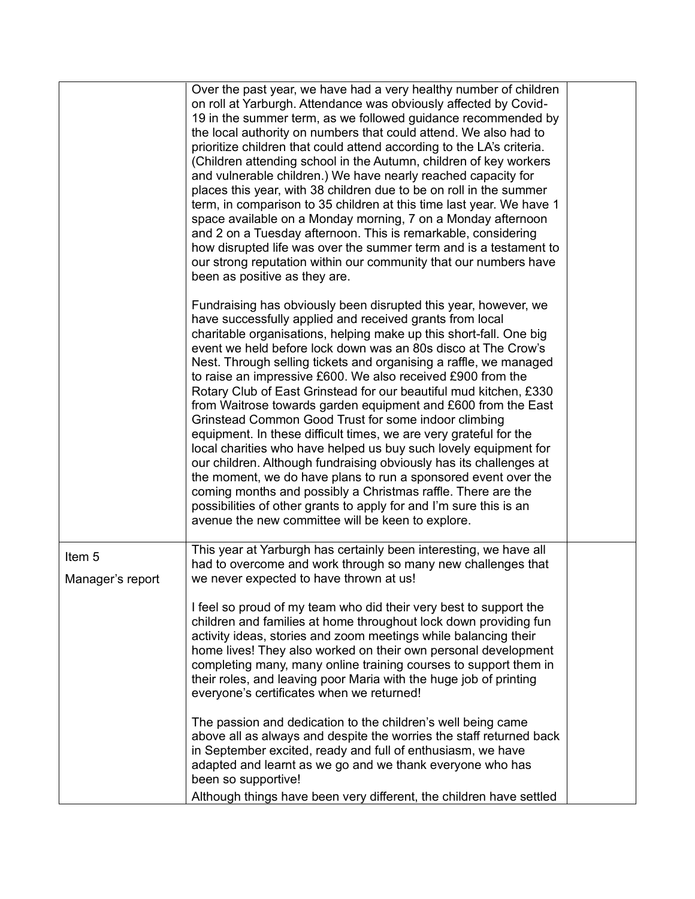| | | |
|---|---|---|
| | Over the past year, we have had a very healthy number of children on roll at Yarburgh. Attendance was obviously affected by Covid-19 in the summer term, as we followed guidance recommended by the local authority on numbers that could attend. We also had to prioritize children that could attend according to the LA's criteria. (Children attending school in the Autumn, children of key workers and vulnerable children.) We have nearly reached capacity for places this year, with 38 children due to be on roll in the summer term, in comparison to 35 children at this time last year. We have 1 space available on a Monday morning, 7 on a Monday afternoon and 2 on a Tuesday afternoon. This is remarkable, considering how disrupted life was over the summer term and is a testament to our strong reputation within our community that our numbers have been as positive as they are.<br><br>Fundraising has obviously been disrupted this year, however, we have successfully applied and received grants from local charitable organisations, helping make up this short-fall. One big event we held before lock down was an 80s disco at The Crow's Nest. Through selling tickets and organising a raffle, we managed to raise an impressive £600. We also received £900 from the Rotary Club of East Grinstead for our beautiful mud kitchen, £330 from Waitrose towards garden equipment and £600 from the East Grinstead Common Good Trust for some indoor climbing equipment. In these difficult times, we are very grateful for the local charities who have helped us buy such lovely equipment for our children. Although fundraising obviously has its challenges at the moment, we do have plans to run a sponsored event over the coming months and possibly a Christmas raffle. There are the possibilities of other grants to apply for and I'm sure this is an avenue the new committee will be keen to explore. | |
| Item 5<br><br>Manager's report | This year at Yarburgh has certainly been interesting, we have all had to overcome and work through so many new challenges that we never expected to have thrown at us!<br><br>I feel so proud of my team who did their very best to support the children and families at home throughout lock down providing fun activity ideas, stories and zoom meetings while balancing their home lives! They also worked on their own personal development completing many, many online training courses to support them in their roles, and leaving poor Maria with the huge job of printing everyone's certificates when we returned!<br><br>The passion and dedication to the children's well being came above all as always and despite the worries the staff returned back in September excited, ready and full of enthusiasm, we have adapted and learnt as we go and we thank everyone who has been so supportive!<br>Although things have been very different, the children have settled | |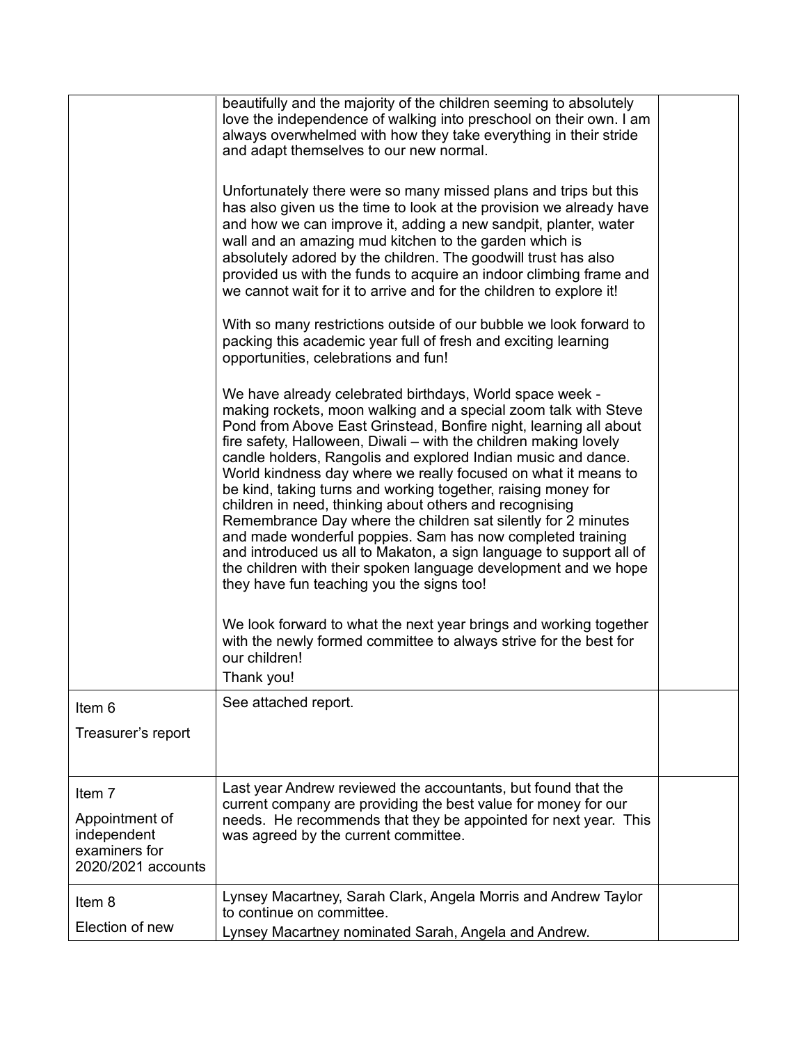| | | |
|---|---|---|
| | beautifully and the majority of the children seeming to absolutely love the independence of walking into preschool on their own. I am always overwhelmed with how they take everything in their stride and adapt themselves to our new normal.<br><br>Unfortunately there were so many missed plans and trips but this has also given us the time to look at the provision we already have and how we can improve it, adding a new sandpit, planter, water wall and an amazing mud kitchen to the garden which is absolutely adored by the children. The goodwill trust has also provided us with the funds to acquire an indoor climbing frame and we cannot wait for it to arrive and for the children to explore it!<br><br>With so many restrictions outside of our bubble we look forward to packing this academic year full of fresh and exciting learning opportunities, celebrations and fun!<br><br>We have already celebrated birthdays, World space week - making rockets, moon walking and a special zoom talk with Steve Pond from Above East Grinstead, Bonfire night, learning all about fire safety, Halloween, Diwali – with the children making lovely candle holders, Rangolis and explored Indian music and dance. World kindness day where we really focused on what it means to be kind, taking turns and working together, raising money for children in need, thinking about others and recognising Remembrance Day where the children sat silently for 2 minutes and made wonderful poppies. Sam has now completed training and introduced us all to Makaton, a sign language to support all of the children with their spoken language development and we hope they have fun teaching you the signs too!<br><br>We look forward to what the next year brings and working together with the newly formed committee to always strive for the best for our children!<br>Thank you! | |
| Item 6<br><br>Treasurer's report | See attached report. | |
| Item 7<br><br>Appointment of independent examiners for 2020/2021 accounts | Last year Andrew reviewed the accountants, but found that the current company are providing the best value for money for our needs. He recommends that they be appointed for next year. This was agreed by the current committee. | |
| Item 8<br><br>Election of new | Lynsey Macartney, Sarah Clark, Angela Morris and Andrew Taylor to continue on committee.<br>Lynsey Macartney nominated Sarah, Angela and Andrew. | |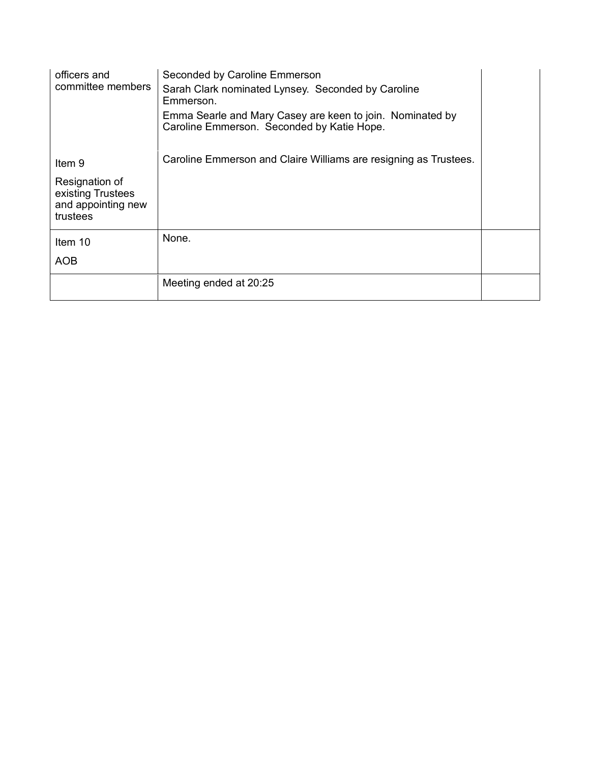| | | |
|---|---|---|
| officers and committee members | Seconded by Caroline Emmerson<br>Sarah Clark nominated Lynsey. Seconded by Caroline Emmerson.<br>Emma Searle and Mary Casey are keen to join. Nominated by Caroline Emmerson. Seconded by Katie Hope. | |
| Item 9<br>Resignation of existing Trustees and appointing new trustees | Caroline Emmerson and Claire Williams are resigning as Trustees. | |
| Item 10<br>AOB | None. | |
| | Meeting ended at 20:25 | |